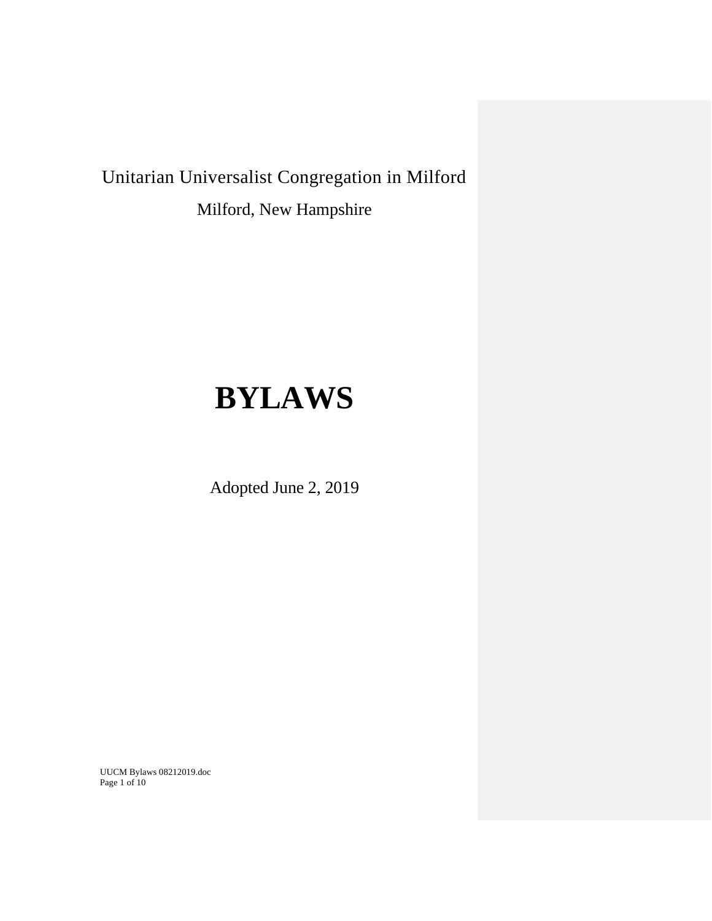Unitarian Universalist Congregation in Milford

Milford, New Hampshire

# BYLAWS

Adopted June 2, 2019

UUCM Bylaws 08212019.doc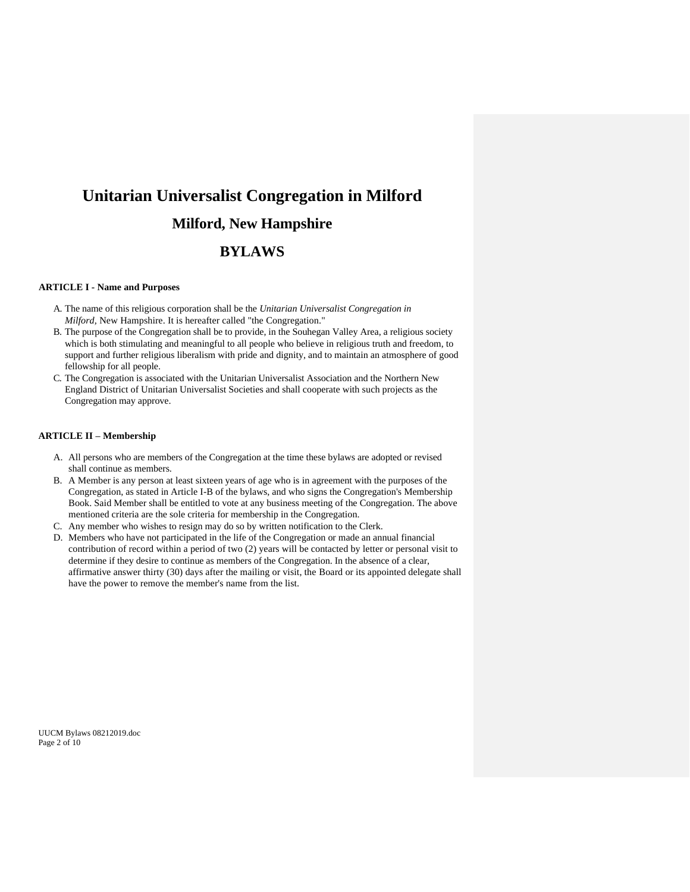# Unitarian Universalist Congregation in Milford

## Milford, New Hampshire

## BYLAWS

**ARTICLE I - Name and Purposes**

A. The name of this religious corporation shall be the *Unitarian Universalist Congregation in Milford*, New Hampshire. It is hereafter called "the Congregation."
B. The purpose of the Congregation shall be to provide, in the Souhegan Valley Area, a religious society which is both stimulating and meaningful to all people who believe in religious truth and freedom, to support and further religious liberalism with pride and dignity, and to maintain an atmosphere of good fellowship for all people.
C. The Congregation is associated with the Unitarian Universalist Association and the Northern New England District of Unitarian Universalist Societies and shall cooperate with such projects as the Congregation may approve.

**ARTICLE II – Membership**

A. All persons who are members of the Congregation at the time these bylaws are adopted or revised shall continue as members.
B. A Member is any person at least sixteen years of age who is in agreement with the purposes of the Congregation, as stated in Article I-B of the bylaws, and who signs the Congregation's Membership Book. Said Member shall be entitled to vote at any business meeting of the Congregation. The above mentioned criteria are the sole criteria for membership in the Congregation.
C. Any member who wishes to resign may do so by written notification to the Clerk.
D. Members who have not participated in the life of the Congregation or made an annual financial contribution of record within a period of two (2) years will be contacted by letter or personal visit to determine if they desire to continue as members of the Congregation. In the absence of a clear, affirmative answer thirty (30) days after the mailing or visit, the Board or its appointed delegate shall have the power to remove the member's name from the list.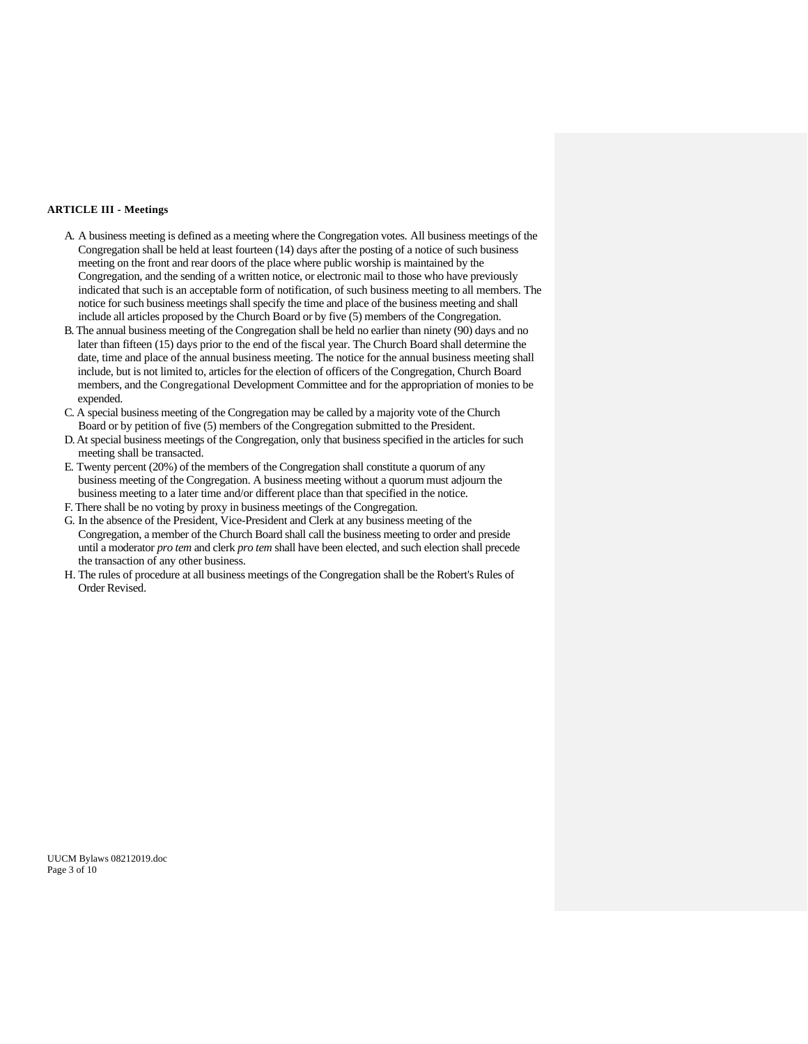**ARTICLE III - Meetings**

A. A business meeting is defined as a meeting where the Congregation votes. All business meetings of the Congregation shall be held at least fourteen (14) days after the posting of a notice of such business meeting on the front and rear doors of the place where public worship is maintained by the Congregation, and the sending of a written notice, or electronic mail to those who have previously indicated that such is an acceptable form of notification, of such business meeting to all members. The notice for such business meetings shall specify the time and place of the business meeting and shall include all articles proposed by the Church Board or by five (5) members of the Congregation.

B. The annual business meeting of the Congregation shall be held no earlier than ninety (90) days and no later than fifteen (15) days prior to the end of the fiscal year. The Church Board shall determine the date, time and place of the annual business meeting. The notice for the annual business meeting shall include, but is not limited to, articles for the election of officers of the Congregation, Church Board members, and the Congregational Development Committee and for the appropriation of monies to be expended.

C. A special business meeting of the Congregation may be called by a majority vote of the Church Board or by petition of five (5) members of the Congregation submitted to the President.

D. At special business meetings of the Congregation, only that business specified in the articles for such meeting shall be transacted.

E. Twenty percent (20%) of the members of the Congregation shall constitute a quorum of any business meeting of the Congregation. A business meeting without a quorum must adjourn the business meeting to a later time and/or different place than that specified in the notice.

F. There shall be no voting by proxy in business meetings of the Congregation.

G. In the absence of the President, Vice-President and Clerk at any business meeting of the Congregation, a member of the Church Board shall call the business meeting to order and preside until a moderator *pro tem* and clerk *pro tem* shall have been elected, and such election shall precede the transaction of any other business.

H. The rules of procedure at all business meetings of the Congregation shall be the Robert's Rules of Order Revised.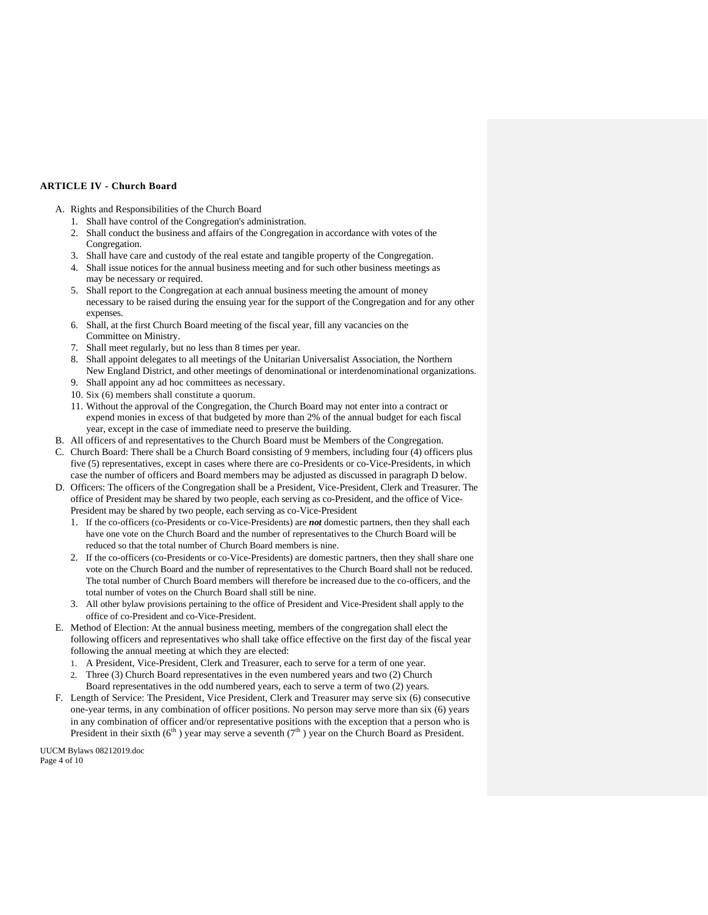## ARTICLE IV - Church Board

A. Rights and Responsibilities of the Church Board
   1. Shall have control of the Congregation's administration.
   2. Shall conduct the business and affairs of the Congregation in accordance with votes of the Congregation.
   3. Shall have care and custody of the real estate and tangible property of the Congregation.
   4. Shall issue notices for the annual business meeting and for such other business meetings as may be necessary or required.
   5. Shall report to the Congregation at each annual business meeting the amount of money necessary to be raised during the ensuing year for the support of the Congregation and for any other expenses.
   6. Shall, at the first Church Board meeting of the fiscal year, fill any vacancies on the Committee on Ministry.
   7. Shall meet regularly, but no less than 8 times per year.
   8. Shall appoint delegates to all meetings of the Unitarian Universalist Association, the Northern New England District, and other meetings of denominational or interdenominational organizations.
   9. Shall appoint any ad hoc committees as necessary.
   10. Six (6) members shall constitute a quorum.
   11. Without the approval of the Congregation, the Church Board may not enter into a contract or expend monies in excess of that budgeted by more than 2% of the annual budget for each fiscal year, except in the case of immediate need to preserve the building.

B. All officers of and representatives to the Church Board must be Members of the Congregation.

C. Church Board: There shall be a Church Board consisting of 9 members, including four (4) officers plus five (5) representatives, except in cases where there are co-Presidents or co-Vice-Presidents, in which case the number of officers and Board members may be adjusted as discussed in paragraph D below.

D. Officers: The officers of the Congregation shall be a President, Vice-President, Clerk and Treasurer. The office of President may be shared by two people, each serving as co-President, and the office of Vice-President may be shared by two people, each serving as co-Vice-President
   1. If the co-officers (co-Presidents or co-Vice-Presidents) are ***not*** domestic partners, then they shall each have one vote on the Church Board and the number of representatives to the Church Board will be reduced so that the total number of Church Board members is nine.
   2. If the co-officers (co-Presidents or co-Vice-Presidents) are domestic partners, then they shall share one vote on the Church Board and the number of representatives to the Church Board shall not be reduced. The total number of Church Board members will therefore be increased due to the co-officers, and the total number of votes on the Church Board shall still be nine.
   3. All other bylaw provisions pertaining to the office of President and Vice-President shall apply to the office of co-President and co-Vice-President.

E. Method of Election: At the annual business meeting, members of the congregation shall elect the following officers and representatives who shall take office effective on the first day of the fiscal year following the annual meeting at which they are elected:
   1. A President, Vice-President, Clerk and Treasurer, each to serve for a term of one year.
   2. Three (3) Church Board representatives in the even numbered years and two (2) Church Board representatives in the odd numbered years, each to serve a term of two (2) years.

F. Length of Service: The President, Vice President, Clerk and Treasurer may serve six (6) consecutive one-year terms, in any combination of officer positions. No person may serve more than six (6) years in any combination of officer and/or representative positions with the exception that a person who is President in their sixth (6th) year may serve a seventh (7th) year on the Church Board as President.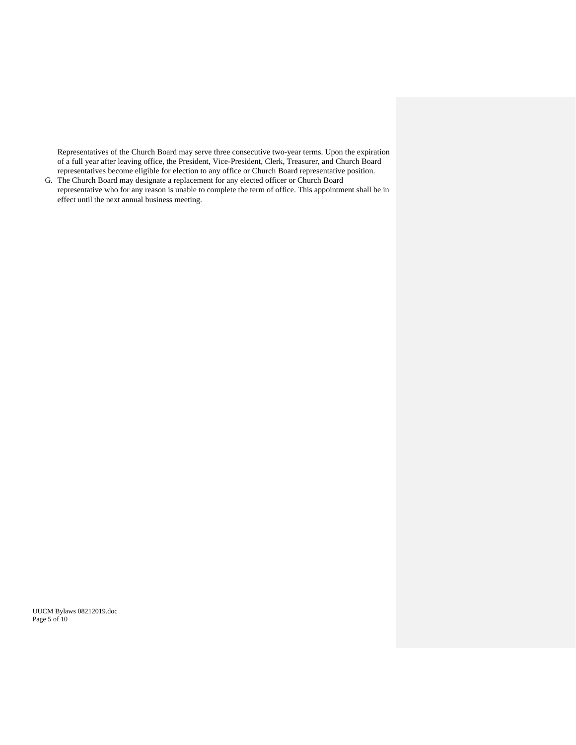Representatives of the Church Board may serve three consecutive two-year terms. Upon the expiration of a full year after leaving office, the President, Vice-President, Clerk, Treasurer, and Church Board representatives become eligible for election to any office or Church Board representative position.

G. The Church Board may designate a replacement for any elected officer or Church Board representative who for any reason is unable to complete the term of office. This appointment shall be in effect until the next annual business meeting.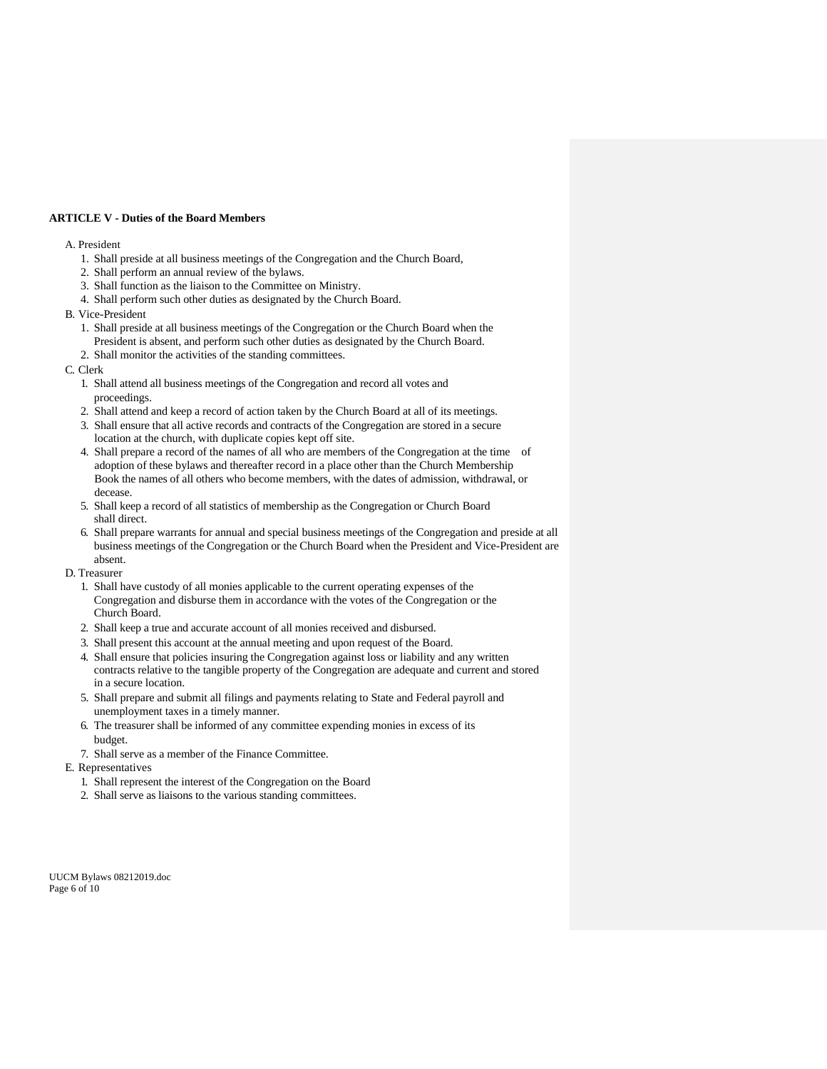**ARTICLE V - Duties of the Board Members**

A. President
   1. Shall preside at all business meetings of the Congregation and the Church Board,
   2. Shall perform an annual review of the bylaws.
   3. Shall function as the liaison to the Committee on Ministry.
   4. Shall perform such other duties as designated by the Church Board.

B. Vice-President
   1. Shall preside at all business meetings of the Congregation or the Church Board when the President is absent, and perform such other duties as designated by the Church Board.
   2. Shall monitor the activities of the standing committees.

C. Clerk
   1. Shall attend all business meetings of the Congregation and record all votes and proceedings.
   2. Shall attend and keep a record of action taken by the Church Board at all of its meetings.
   3. Shall ensure that all active records and contracts of the Congregation are stored in a secure location at the church, with duplicate copies kept off site.
   4. Shall prepare a record of the names of all who are members of the Congregation at the time of adoption of these bylaws and thereafter record in a place other than the Church Membership Book the names of all others who become members, with the dates of admission, withdrawal, or decease.
   5. Shall keep a record of all statistics of membership as the Congregation or Church Board shall direct.
   6. Shall prepare warrants for annual and special business meetings of the Congregation and preside at all business meetings of the Congregation or the Church Board when the President and Vice-President are absent.

D. Treasurer
   1. Shall have custody of all monies applicable to the current operating expenses of the Congregation and disburse them in accordance with the votes of the Congregation or the Church Board.
   2. Shall keep a true and accurate account of all monies received and disbursed.
   3. Shall present this account at the annual meeting and upon request of the Board.
   4. Shall ensure that policies insuring the Congregation against loss or liability and any written contracts relative to the tangible property of the Congregation are adequate and current and stored in a secure location.
   5. Shall prepare and submit all filings and payments relating to State and Federal payroll and unemployment taxes in a timely manner.
   6. The treasurer shall be informed of any committee expending monies in excess of its budget.
   7. Shall serve as a member of the Finance Committee.

E. Representatives
   1. Shall represent the interest of the Congregation on the Board
   2. Shall serve as liaisons to the various standing committees.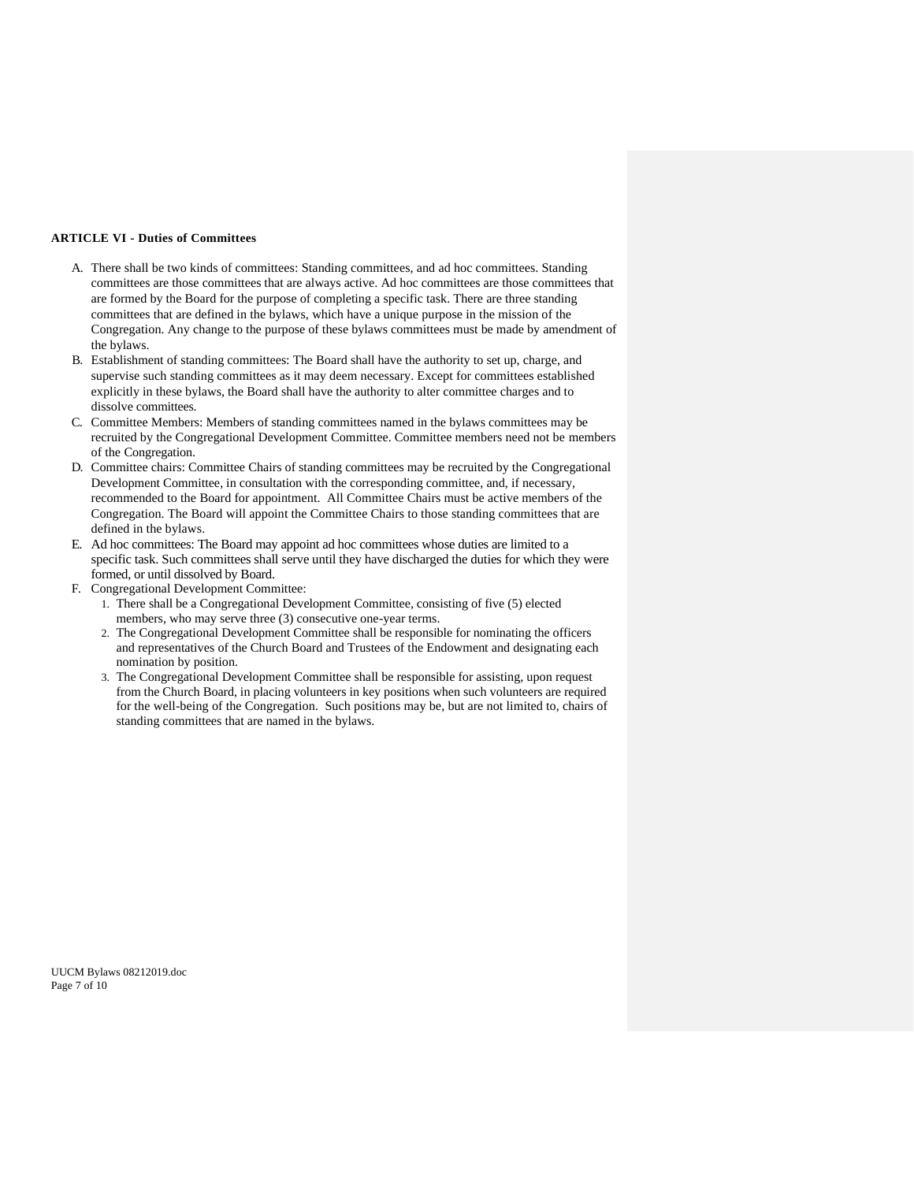**ARTICLE VI - Duties of Committees**

A. There shall be two kinds of committees: Standing committees, and ad hoc committees. Standing committees are those committees that are always active. Ad hoc committees are those committees that are formed by the Board for the purpose of completing a specific task. There are three standing committees that are defined in the bylaws, which have a unique purpose in the mission of the Congregation. Any change to the purpose of these bylaws committees must be made by amendment of the bylaws.
B. Establishment of standing committees: The Board shall have the authority to set up, charge, and supervise such standing committees as it may deem necessary. Except for committees established explicitly in these bylaws, the Board shall have the authority to alter committee charges and to dissolve committees.
C. Committee Members: Members of standing committees named in the bylaws committees may be recruited by the Congregational Development Committee. Committee members need not be members of the Congregation.
D. Committee chairs: Committee Chairs of standing committees may be recruited by the Congregational Development Committee, in consultation with the corresponding committee, and, if necessary, recommended to the Board for appointment. All Committee Chairs must be active members of the Congregation. The Board will appoint the Committee Chairs to those standing committees that are defined in the bylaws.
E. Ad hoc committees: The Board may appoint ad hoc committees whose duties are limited to a specific task. Such committees shall serve until they have discharged the duties for which they were formed, or until dissolved by Board.
F. Congregational Development Committee:
   1. There shall be a Congregational Development Committee, consisting of five (5) elected members, who may serve three (3) consecutive one-year terms.
   2. The Congregational Development Committee shall be responsible for nominating the officers and representatives of the Church Board and Trustees of the Endowment and designating each nomination by position.
   3. The Congregational Development Committee shall be responsible for assisting, upon request from the Church Board, in placing volunteers in key positions when such volunteers are required for the well-being of the Congregation. Such positions may be, but are not limited to, chairs of standing committees that are named in the bylaws.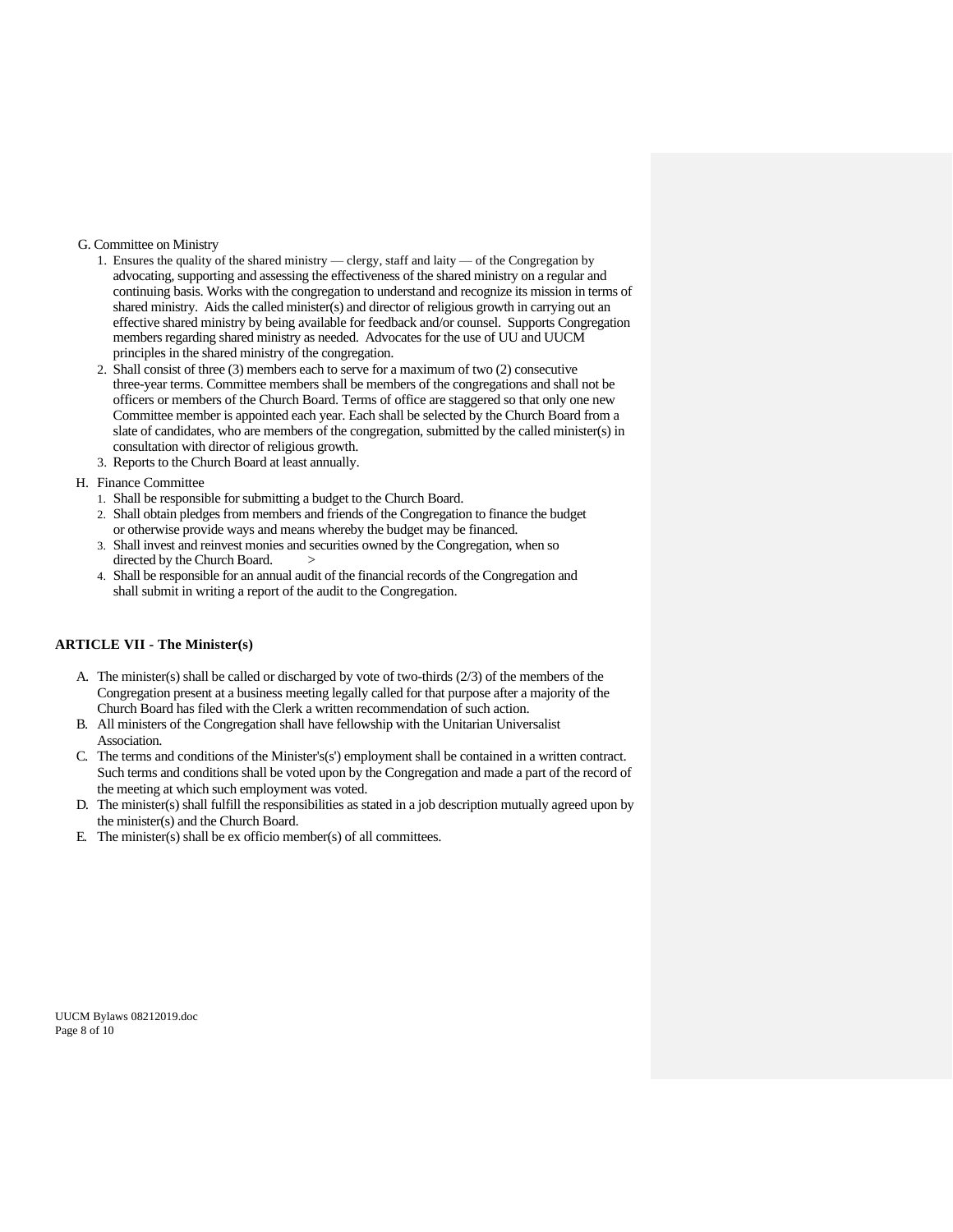G. Committee on Ministry

1. Ensures the quality of the shared ministry — clergy, staff and laity — of the Congregation by advocating, supporting and assessing the effectiveness of the shared ministry on a regular and continuing basis. Works with the congregation to understand and recognize its mission in terms of shared ministry. Aids the called minister(s) and director of religious growth in carrying out an effective shared ministry by being available for feedback and/or counsel. Supports Congregation members regarding shared ministry as needed. Advocates for the use of UU and UUCM principles in the shared ministry of the congregation.
2. Shall consist of three (3) members each to serve for a maximum of two (2) consecutive three-year terms. Committee members shall be members of the congregations and shall not be officers or members of the Church Board. Terms of office are staggered so that only one new Committee member is appointed each year. Each shall be selected by the Church Board from a slate of candidates, who are members of the congregation, submitted by the called minister(s) in consultation with director of religious growth.
3. Reports to the Church Board at least annually.

H. Finance Committee

1. Shall be responsible for submitting a budget to the Church Board.
2. Shall obtain pledges from members and friends of the Congregation to finance the budget or otherwise provide ways and means whereby the budget may be financed.
3. Shall invest and reinvest monies and securities owned by the Congregation, when so directed by the Church Board. >
4. Shall be responsible for an annual audit of the financial records of the Congregation and shall submit in writing a report of the audit to the Congregation.

## ARTICLE VII - The Minister(s)

A. The minister(s) shall be called or discharged by vote of two-thirds (2/3) of the members of the Congregation present at a business meeting legally called for that purpose after a majority of the Church Board has filed with the Clerk a written recommendation of such action.

B. All ministers of the Congregation shall have fellowship with the Unitarian Universalist Association.

C. The terms and conditions of the Minister's(s') employment shall be contained in a written contract. Such terms and conditions shall be voted upon by the Congregation and made a part of the record of the meeting at which such employment was voted.

D. The minister(s) shall fulfill the responsibilities as stated in a job description mutually agreed upon by the minister(s) and the Church Board.

E. The minister(s) shall be ex officio member(s) of all committees.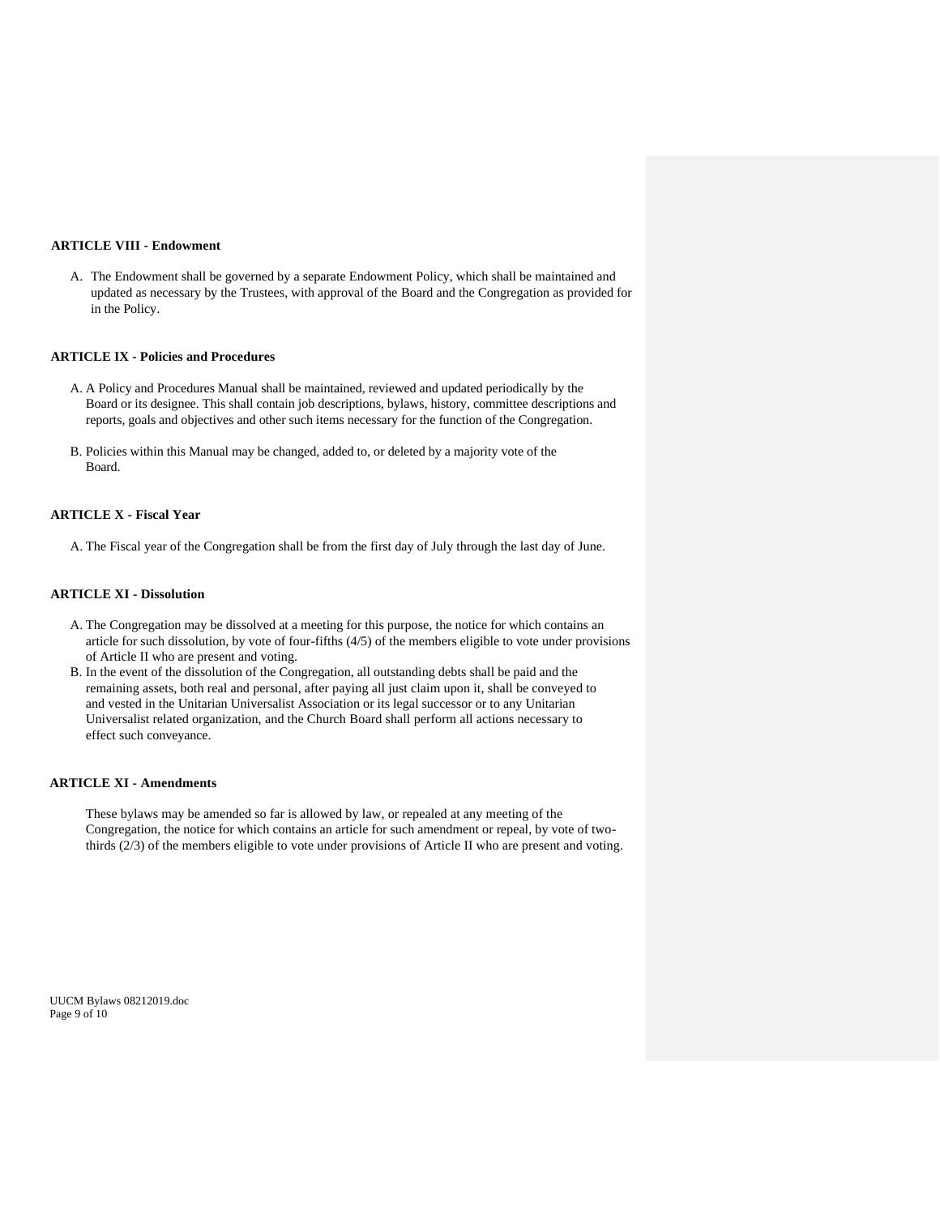**ARTICLE VIII - Endowment**

A. The Endowment shall be governed by a separate Endowment Policy, which shall be maintained and updated as necessary by the Trustees, with approval of the Board and the Congregation as provided for in the Policy.

**ARTICLE IX - Policies and Procedures**

A. A Policy and Procedures Manual shall be maintained, reviewed and updated periodically by the Board or its designee. This shall contain job descriptions, bylaws, history, committee descriptions and reports, goals and objectives and other such items necessary for the function of the Congregation.

B. Policies within this Manual may be changed, added to, or deleted by a majority vote of the Board.

**ARTICLE X - Fiscal Year**

A. The Fiscal year of the Congregation shall be from the first day of July through the last day of June.

**ARTICLE XI - Dissolution**

A. The Congregation may be dissolved at a meeting for this purpose, the notice for which contains an article for such dissolution, by vote of four-fifths (4/5) of the members eligible to vote under provisions of Article II who are present and voting.
B. In the event of the dissolution of the Congregation, all outstanding debts shall be paid and the remaining assets, both real and personal, after paying all just claim upon it, shall be conveyed to and vested in the Unitarian Universalist Association or its legal successor or to any Unitarian Universalist related organization, and the Church Board shall perform all actions necessary to effect such conveyance.

**ARTICLE XI - Amendments**

These bylaws may be amended so far is allowed by law, or repealed at any meeting of the Congregation, the notice for which contains an article for such amendment or repeal, by vote of two-thirds (2/3) of the members eligible to vote under provisions of Article II who are present and voting.

UUCM Bylaws 08212019.doc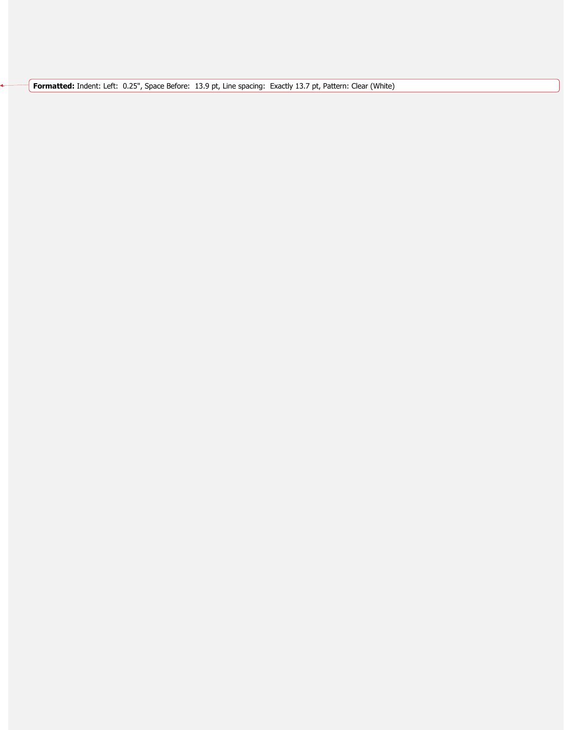**Formatted:** Indent: Left: 0.25", Space Before: 13.9 pt, Line spacing: Exactly 13.7 pt, Pattern: Clear (White)